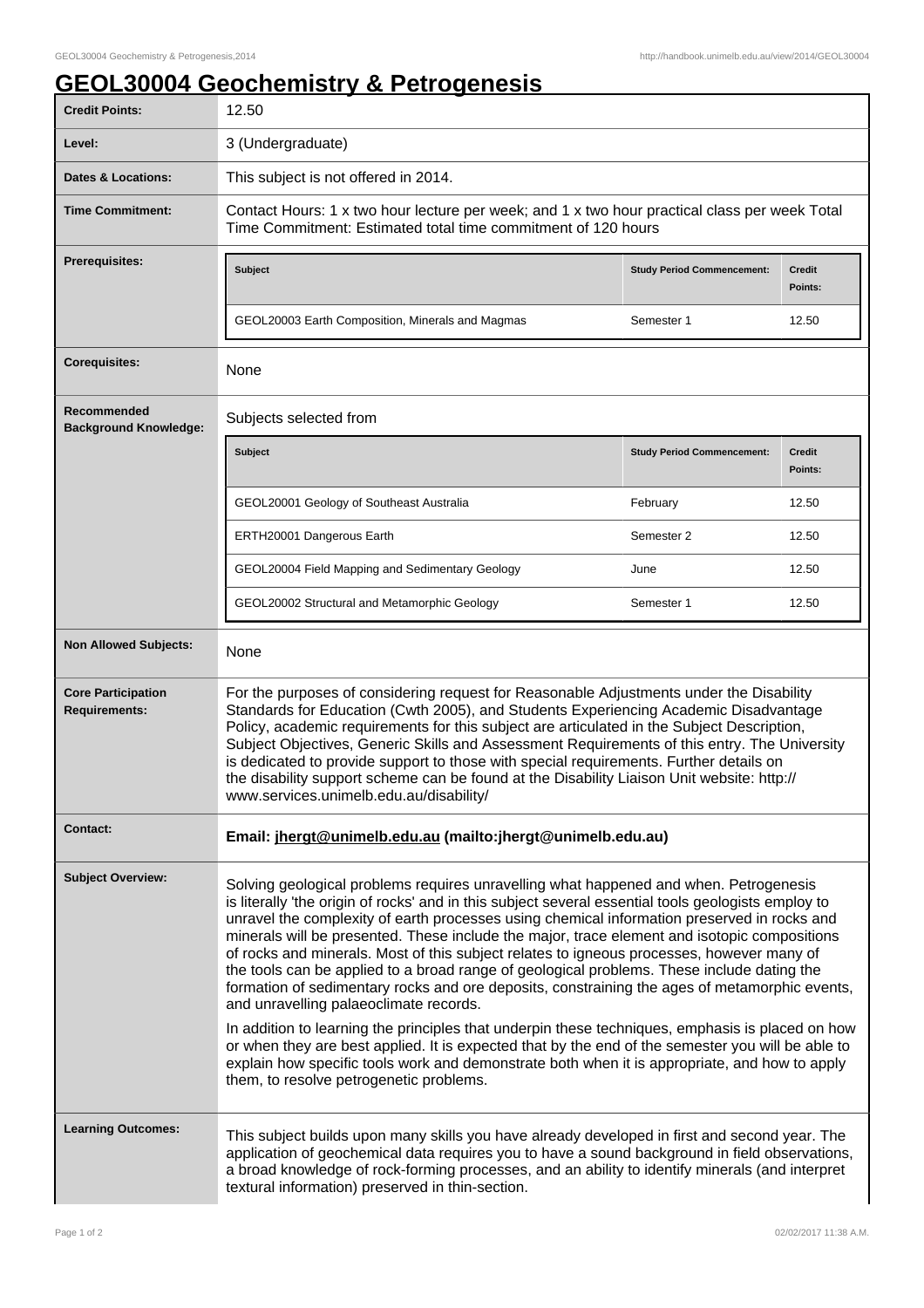# GEOL30004 Geochemistry & Petrogenesis

| | |
|---|---|
| **Credit Points:** | 12.50 |
| **Level:** | 3 (Undergraduate) |
| **Dates & Locations:** | This subject is not offered in 2014. |
| **Time Commitment:** | Contact Hours: 1 x two hour lecture per week; and 1 x two hour practical class per week Total Time Commitment: Estimated total time commitment of 120 hours |
| **Prerequisites:** | **Subject** / **Study Period Commencement:** / **Credit Points:**<br>GEOL20003 Earth Composition, Minerals and Magmas / Semester 1 / 12.50 |
| **Corequisites:** | None |
| **Recommended Background Knowledge:** | Subjects selected from<br>**Subject** / **Study Period Commencement:** / **Credit Points:**<br>GEOL20001 Geology of Southeast Australia / February / 12.50<br>ERTH20001 Dangerous Earth / Semester 2 / 12.50<br>GEOL20004 Field Mapping and Sedimentary Geology / June / 12.50<br>GEOL20002 Structural and Metamorphic Geology / Semester 1 / 12.50 |
| **Non Allowed Subjects:** | None |
| **Core Participation Requirements:** | For the purposes of considering request for Reasonable Adjustments under the Disability Standards for Education (Cwth 2005), and Students Experiencing Academic Disadvantage Policy, academic requirements for this subject are articulated in the Subject Description, Subject Objectives, Generic Skills and Assessment Requirements of this entry. The University is dedicated to provide support to those with special requirements. Further details on the disability support scheme can be found at the Disability Liaison Unit website: http://www.services.unimelb.edu.au/disability/ |
| **Contact:** | **Email: jhergt@unimelb.edu.au (mailto:jhergt@unimelb.edu.au)** |
| **Subject Overview:** | Solving geological problems requires unravelling what happened and when. Petrogenesis is literally 'the origin of rocks' and in this subject several essential tools geologists employ to unravel the complexity of earth processes using chemical information preserved in rocks and minerals will be presented. These include the major, trace element and isotopic compositions of rocks and minerals. Most of this subject relates to igneous processes, however many of the tools can be applied to a broad range of geological problems. These include dating the formation of sedimentary rocks and ore deposits, constraining the ages of metamorphic events, and unravelling palaeoclimate records.<br><br>In addition to learning the principles that underpin these techniques, emphasis is placed on how or when they are best applied. It is expected that by the end of the semester you will be able to explain how specific tools work and demonstrate both when it is appropriate, and how to apply them, to resolve petrogenetic problems. |
| **Learning Outcomes:** | This subject builds upon many skills you have already developed in first and second year. The application of geochemical data requires you to have a sound background in field observations, a broad knowledge of rock-forming processes, and an ability to identify minerals (and interpret textural information) preserved in thin-section. |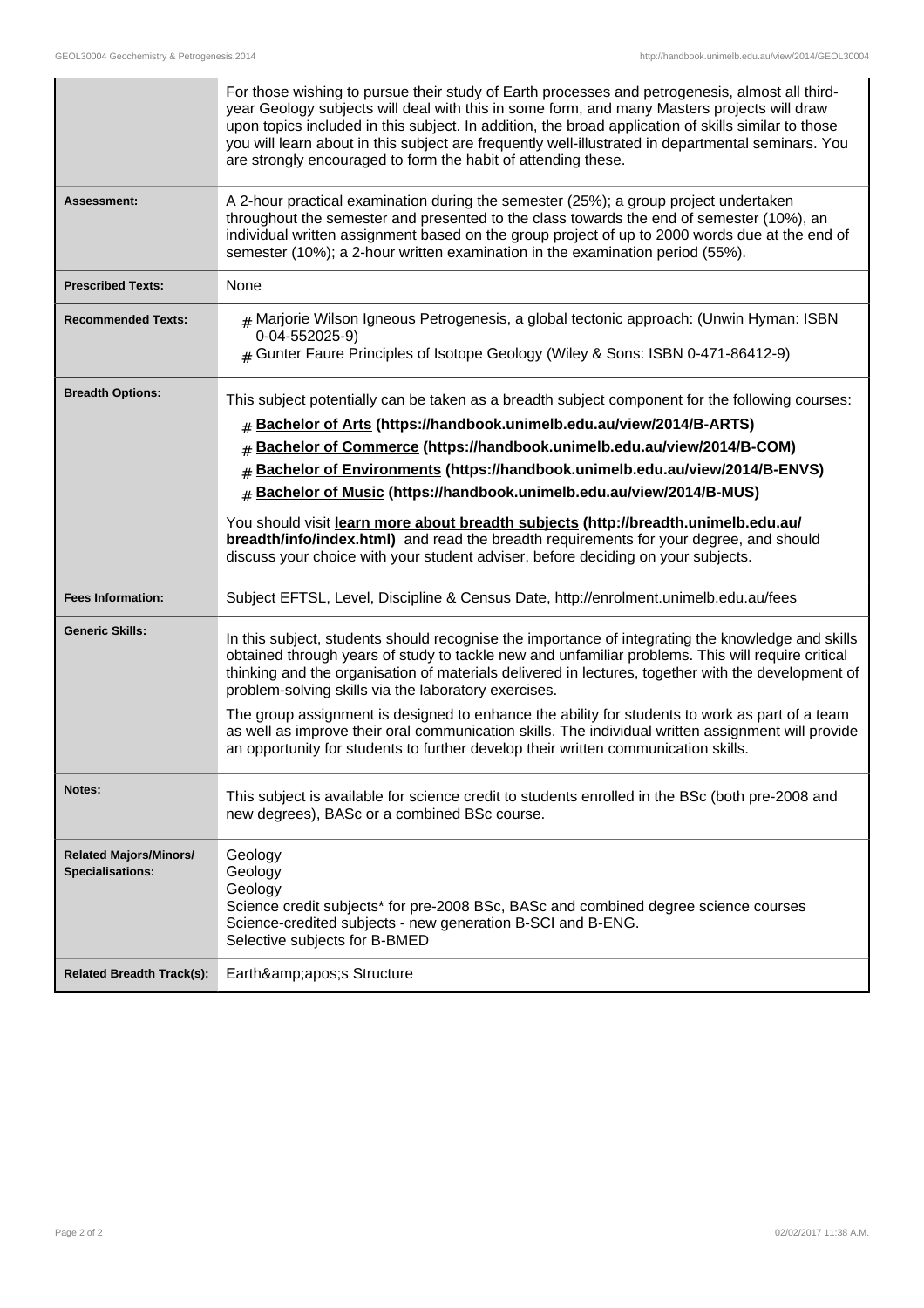| | |
|---|---|
| | For those wishing to pursue their study of Earth processes and petrogenesis, almost all third-year Geology subjects will deal with this in some form, and many Masters projects will draw upon topics included in this subject. In addition, the broad application of skills similar to those you will learn about in this subject are frequently well-illustrated in departmental seminars. You are strongly encouraged to form the habit of attending these. |
| **Assessment:** | A 2-hour practical examination during the semester (25%); a group project undertaken throughout the semester and presented to the class towards the end of semester (10%), an individual written assignment based on the group project of up to 2000 words due at the end of semester (10%); a 2-hour written examination in the examination period (55%). |
| **Prescribed Texts:** | None |
| **Recommended Texts:** | # Marjorie Wilson Igneous Petrogenesis, a global tectonic approach: (Unwin Hyman: ISBN 0-04-552025-9)<br># Gunter Faure Principles of Isotope Geology (Wiley & Sons: ISBN 0-471-86412-9) |
| **Breadth Options:** | This subject potentially can be taken as a breadth subject component for the following courses:<br># **Bachelor of Arts (https://handbook.unimelb.edu.au/view/2014/B-ARTS)**<br># **Bachelor of Commerce (https://handbook.unimelb.edu.au/view/2014/B-COM)**<br># **Bachelor of Environments (https://handbook.unimelb.edu.au/view/2014/B-ENVS)**<br># **Bachelor of Music (https://handbook.unimelb.edu.au/view/2014/B-MUS)**<br>You should visit **learn more about breadth subjects (http://breadth.unimelb.edu.au/breadth/info/index.html)** and read the breadth requirements for your degree, and should discuss your choice with your student adviser, before deciding on your subjects. |
| **Fees Information:** | Subject EFTSL, Level, Discipline & Census Date, http://enrolment.unimelb.edu.au/fees |
| **Generic Skills:** | In this subject, students should recognise the importance of integrating the knowledge and skills obtained through years of study to tackle new and unfamiliar problems. This will require critical thinking and the organisation of materials delivered in lectures, together with the development of problem-solving skills via the laboratory exercises.<br>The group assignment is designed to enhance the ability for students to work as part of a team as well as improve their oral communication skills. The individual written assignment will provide an opportunity for students to further develop their written communication skills. |
| **Notes:** | This subject is available for science credit to students enrolled in the BSc (both pre-2008 and new degrees), BASc or a combined BSc course. |
| **Related Majors/Minors/ Specialisations:** | Geology<br>Geology<br>Geology<br>Science credit subjects* for pre-2008 BSc, BASc and combined degree science courses<br>Science-credited subjects - new generation B-SCI and B-ENG.<br>Selective subjects for B-BMED |
| **Related Breadth Track(s):** | Earth&amp;apos;s Structure |